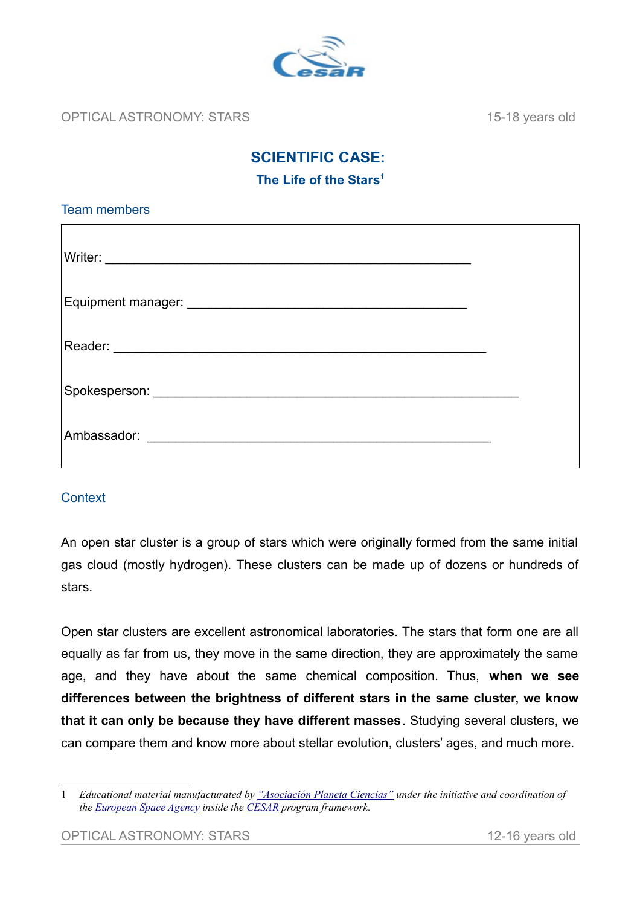# SCIENTIFIC CASE:

## The Life of the Stars[1]

### Team members

Writer: ____________________________________________

Equipment manager: ________________________________

Reader: _____________________________________________

Spokesperson: _______________________________________

Ambassador: _________________________________________

### Context

An open star cluster is a group of stars which were originally formed from the same initial gas cloud (mostly hydrogen). These clusters can be made up of dozens or hundreds of stars.

Open star clusters are excellent astronomical laboratories. The stars that form one are all equally as far from us, they move in the same direction, they are approximately the same age, and they have about the same chemical composition. Thus, **when we see differences between the brightness of different stars in the same cluster, we know that it can only be because they have different masses**. Studying several clusters, we can compare them and know more about stellar evolution, clusters' ages, and much more.

---

1 *Educational material manufacturactured by "Asociación Planeta Ciencias" under the initiative and coordination of the European Space Agency inside the CESAR program framework.*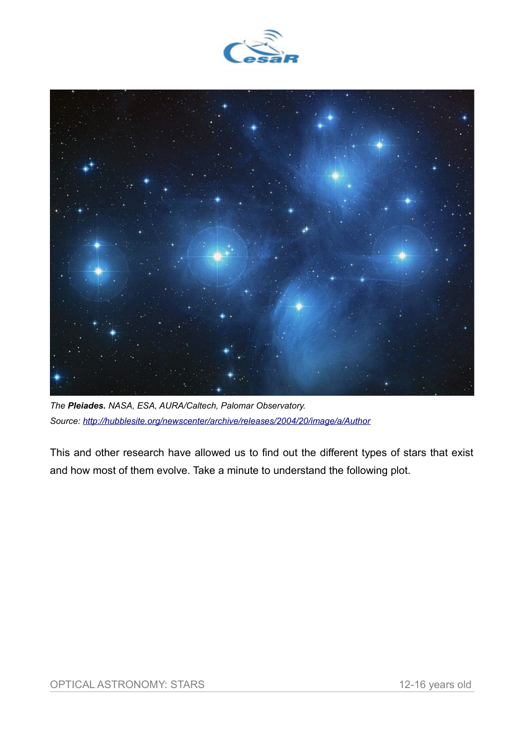*The* ***Pleiades.*** *NASA, ESA, AURA/Caltech, Palomar Observatory.*
*Source: [http://hubblesite.org/newscenter/archive/releases/2004/20/image/a/Author](http://hubblesite.org/newscenter/archive/releases/2004/20/image/a/Author)*

This and other research have allowed us to find out the different types of stars that exist and how most of them evolve. Take a minute to understand the following plot.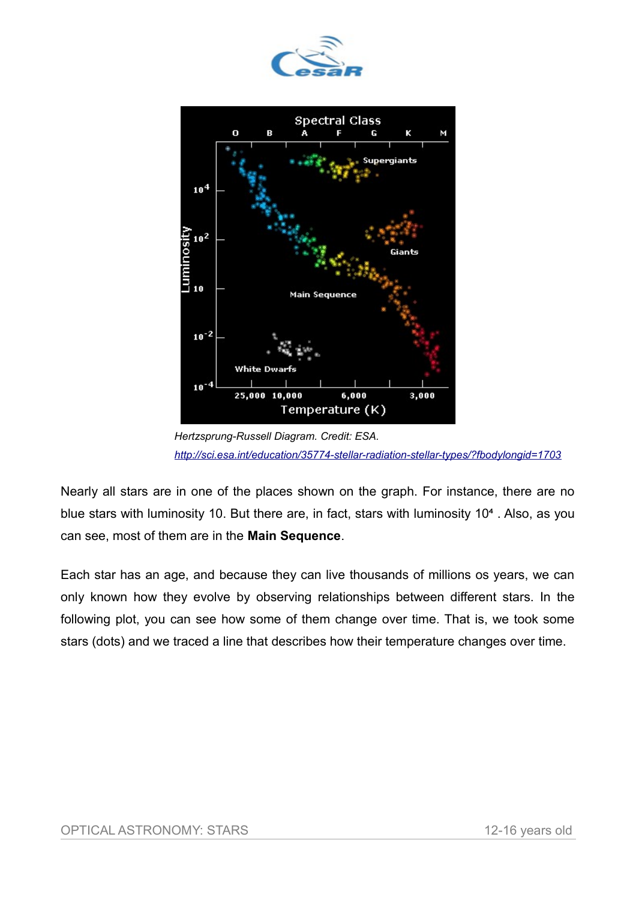Hertzsprung-Russell Diagram. Credit: ESA.
http://sci.esa.int/education/35774-stellar-radiation-stellar-types/?fbodylongid=1703

Nearly all stars are in one of the places shown on the graph. For instance, there are no blue stars with luminosity 10. But there are, in fact, stars with luminosity $10^4$ . Also, as you can see, most of them are in the **Main Sequence**.

Each star has an age, and because they can live thousands of millions os years, we can only known how they evolve by observing relationships between different stars. In the following plot, you can see how some of them change over time. That is, we took some stars (dots) and we traced a line that describes how their temperature changes over time.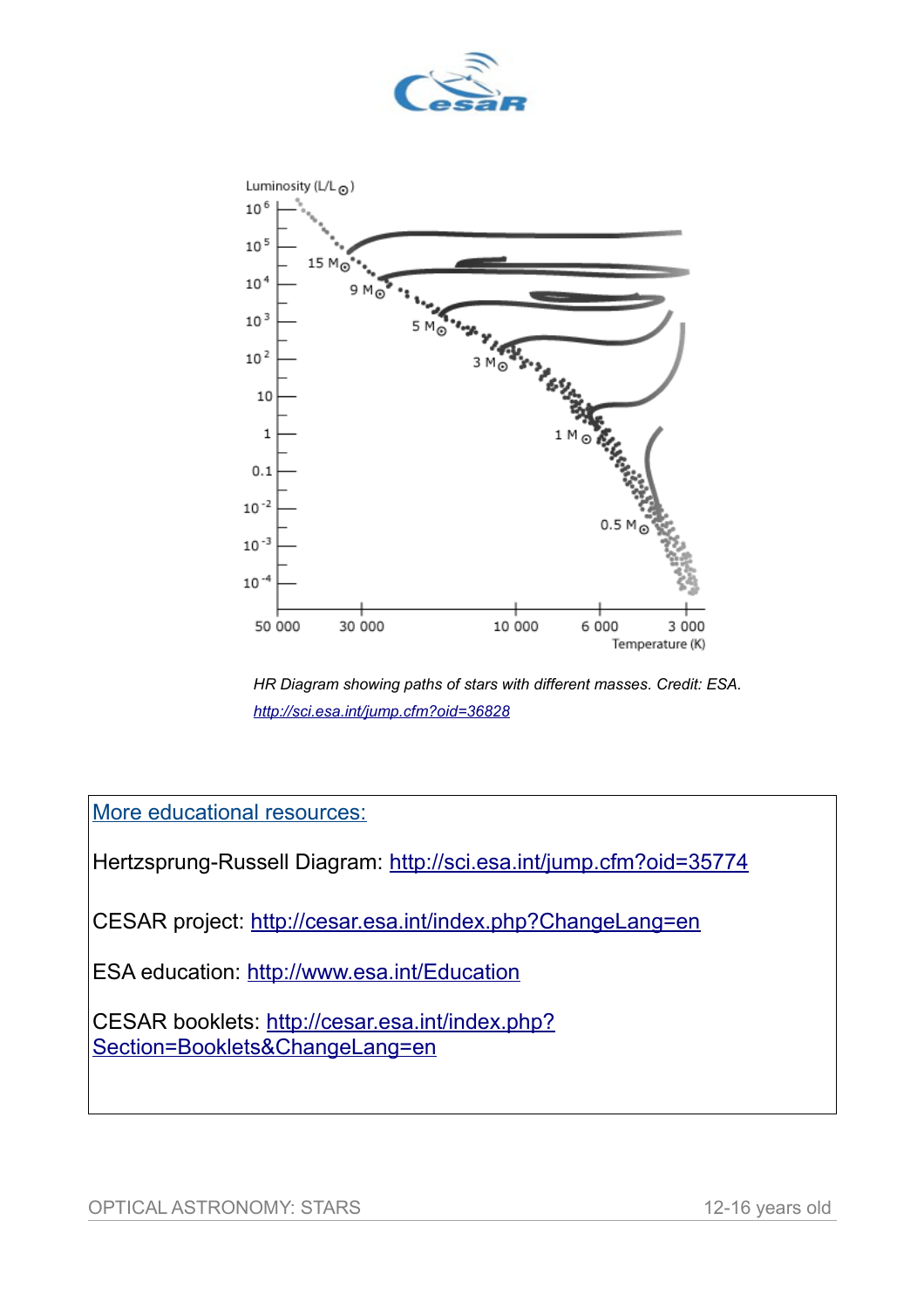*HR Diagram showing paths of stars with different masses. Credit: ESA.*
*http://sci.esa.int/jump.cfm?oid=36828*

More educational resources:

Hertzsprung-Russell Diagram: http://sci.esa.int/jump.cfm?oid=35774

CESAR project: http://cesar.esa.int/index.php?ChangeLang=en

ESA education: http://www.esa.int/Education

CESAR booklets: http://cesar.esa.int/index.php?Section=Booklets&ChangeLang=en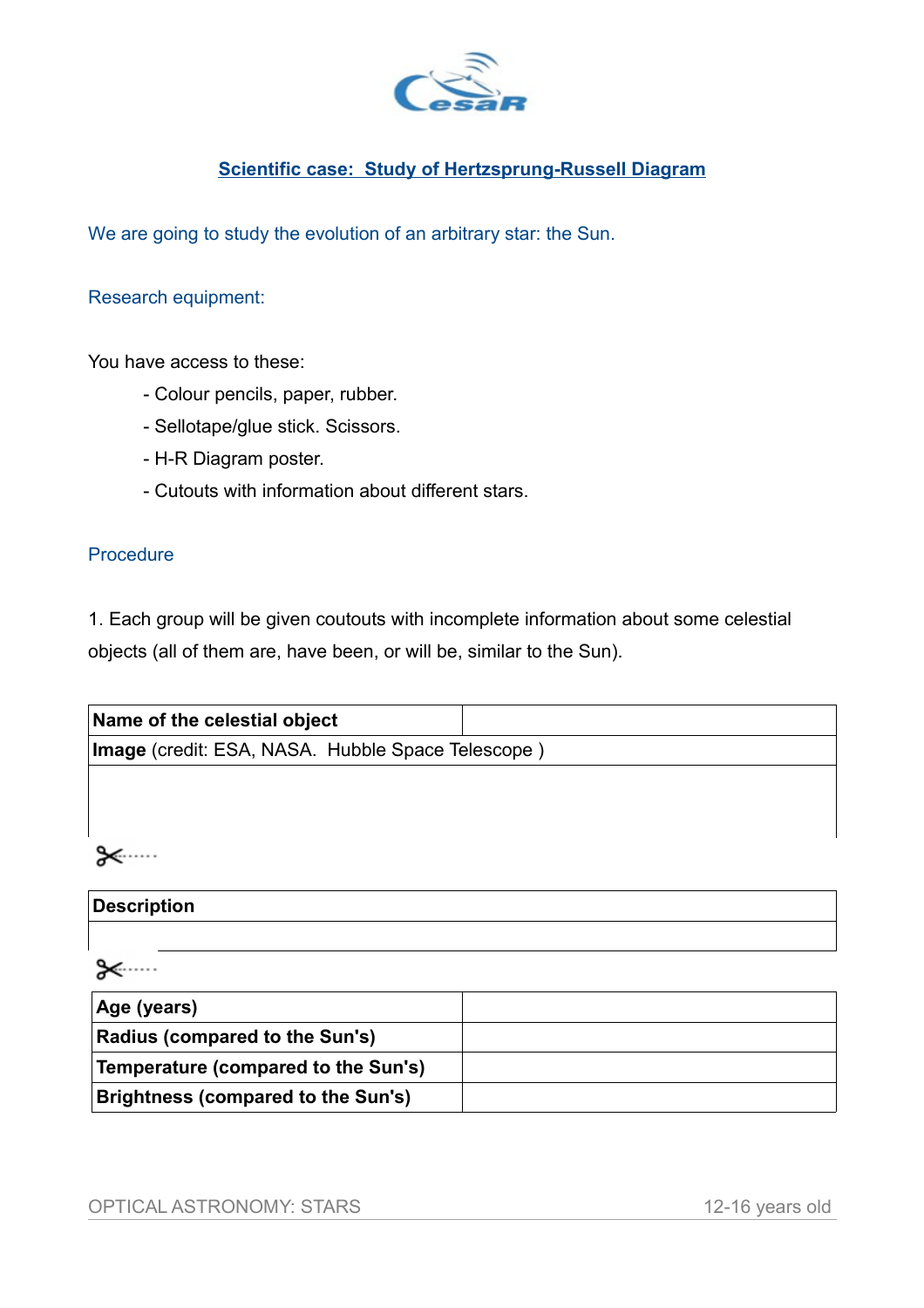## Scientific case: Study of Hertzsprung-Russell Diagram

We are going to study the evolution of an arbitrary star: the Sun.

Research equipment:

You have access to these:

- Colour pencils, paper, rubber.
- Sellotape/glue stick. Scissors.
- H-R Diagram poster.
- Cutouts with information about different stars.

Procedure

1. Each group will be given coutouts with incomplete information about some celestial objects (all of them are, have been, or will be, similar to the Sun).

| **Name of the celestial object** | |
|---|---|
| **Image** (credit: ESA, NASA. Hubble Space Telescope ) | |
| | |

✂.......

| **Description** |
|---|
| |

✂.......

| **Age (years)** | |
|---|---|
| **Radius (compared to the Sun's)** | |
| **Temperature (compared to the Sun's)** | |
| **Brightness (compared to the Sun's)** | |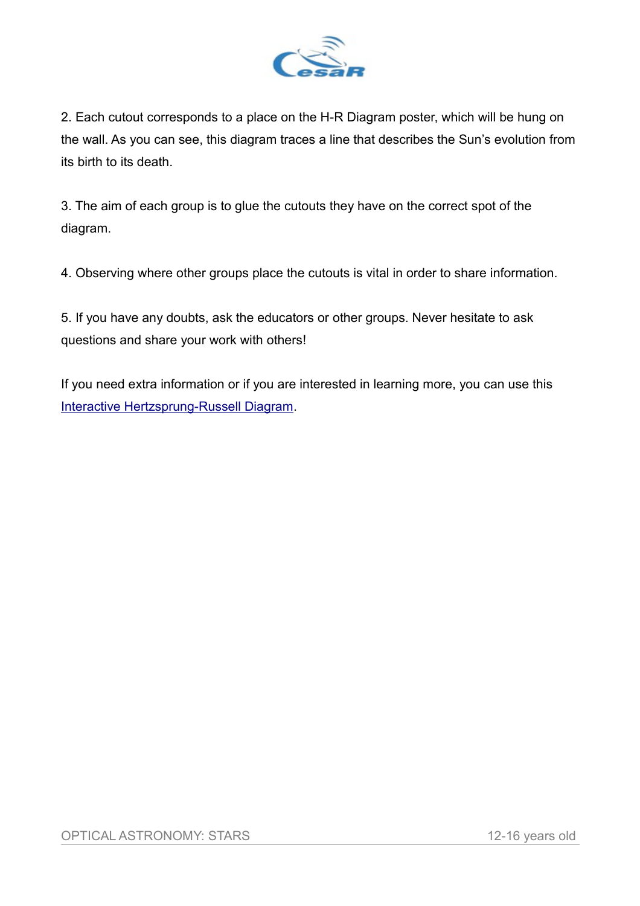2. Each cutout corresponds to a place on the H-R Diagram poster, which will be hung on the wall. As you can see, this diagram traces a line that describes the Sun's evolution from its birth to its death.

3. The aim of each group is to glue the cutouts they have on the correct spot of the diagram.

4. Observing where other groups place the cutouts is vital in order to share information.

5. If you have any doubts, ask the educators or other groups. Never hesitate to ask questions and share your work with others!

If you need extra information or if you are interested in learning more, you can use this Interactive Hertzsprung-Russell Diagram.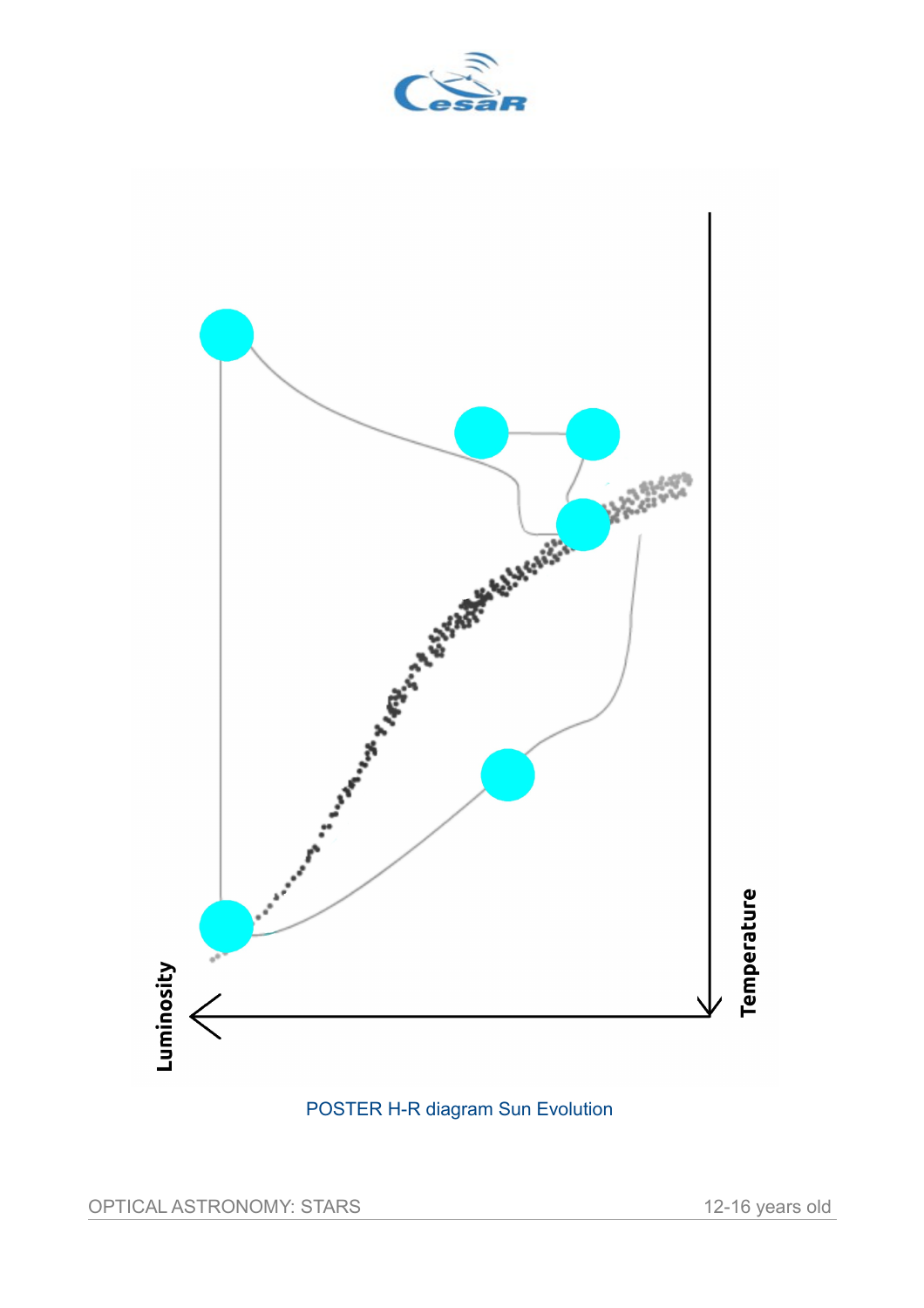Luminosity

Temperature

POSTER H-R diagram Sun Evolution